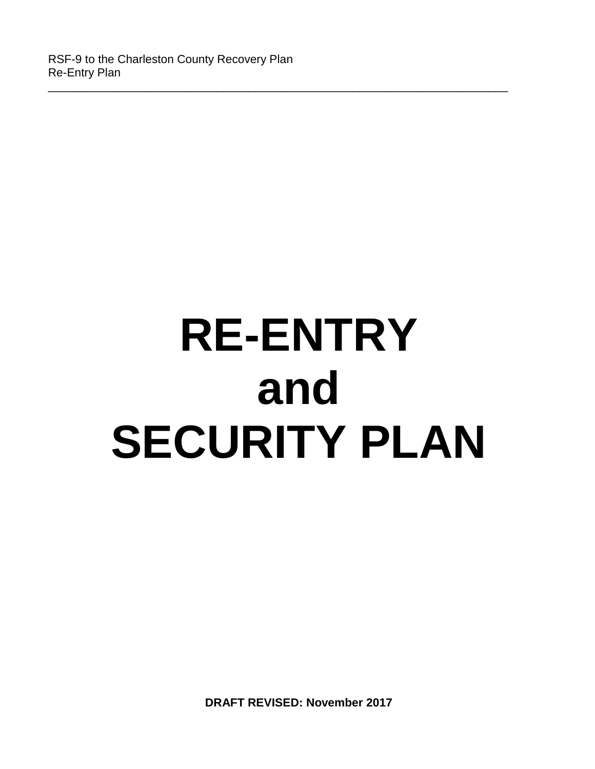# RE-ENTRY and SECURITY PLAN

**DRAFT REVISED: November 2017**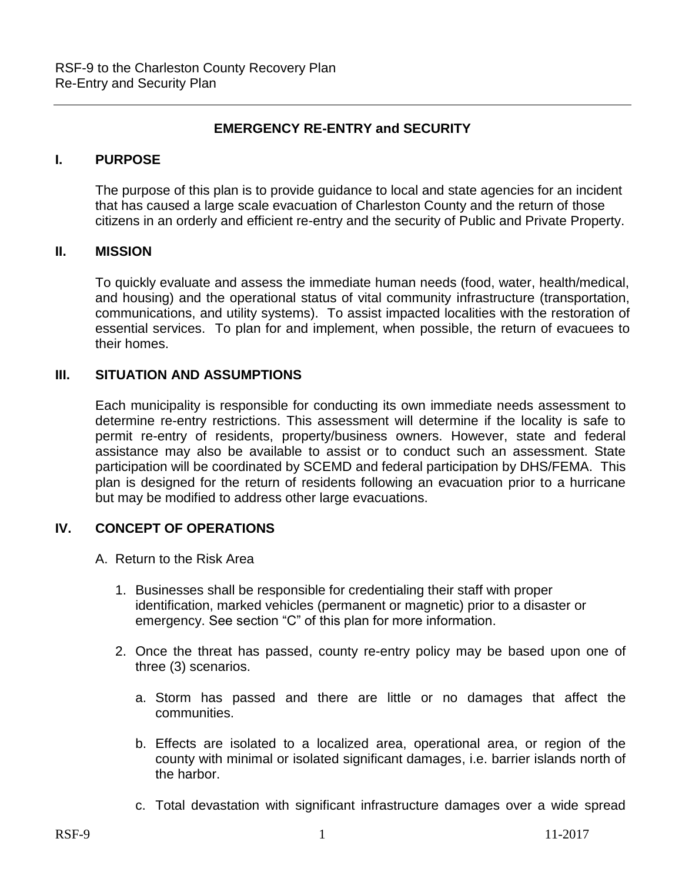# EMERGENCY RE-ENTRY and SECURITY

## I. PURPOSE

The purpose of this plan is to provide guidance to local and state agencies for an incident that has caused a large scale evacuation of Charleston County and the return of those citizens in an orderly and efficient re-entry and the security of Public and Private Property.

## II. MISSION

To quickly evaluate and assess the immediate human needs (food, water, health/medical, and housing) and the operational status of vital community infrastructure (transportation, communications, and utility systems). To assist impacted localities with the restoration of essential services. To plan for and implement, when possible, the return of evacuees to their homes.

## III. SITUATION AND ASSUMPTIONS

Each municipality is responsible for conducting its own immediate needs assessment to determine re-entry restrictions. This assessment will determine if the locality is safe to permit re-entry of residents, property/business owners. However, state and federal assistance may also be available to assist or to conduct such an assessment. State participation will be coordinated by SCEMD and federal participation by DHS/FEMA. This plan is designed for the return of residents following an evacuation prior to a hurricane but may be modified to address other large evacuations.

## IV. CONCEPT OF OPERATIONS

A. Return to the Risk Area

1. Businesses shall be responsible for credentialing their staff with proper identification, marked vehicles (permanent or magnetic) prior to a disaster or emergency. See section "C" of this plan for more information.

2. Once the threat has passed, county re-entry policy may be based upon one of three (3) scenarios.

   a. Storm has passed and there are little or no damages that affect the communities.

   b. Effects are isolated to a localized area, operational area, or region of the county with minimal or isolated significant damages, i.e. barrier islands north of the harbor.

   c. Total devastation with significant infrastructure damages over a wide spread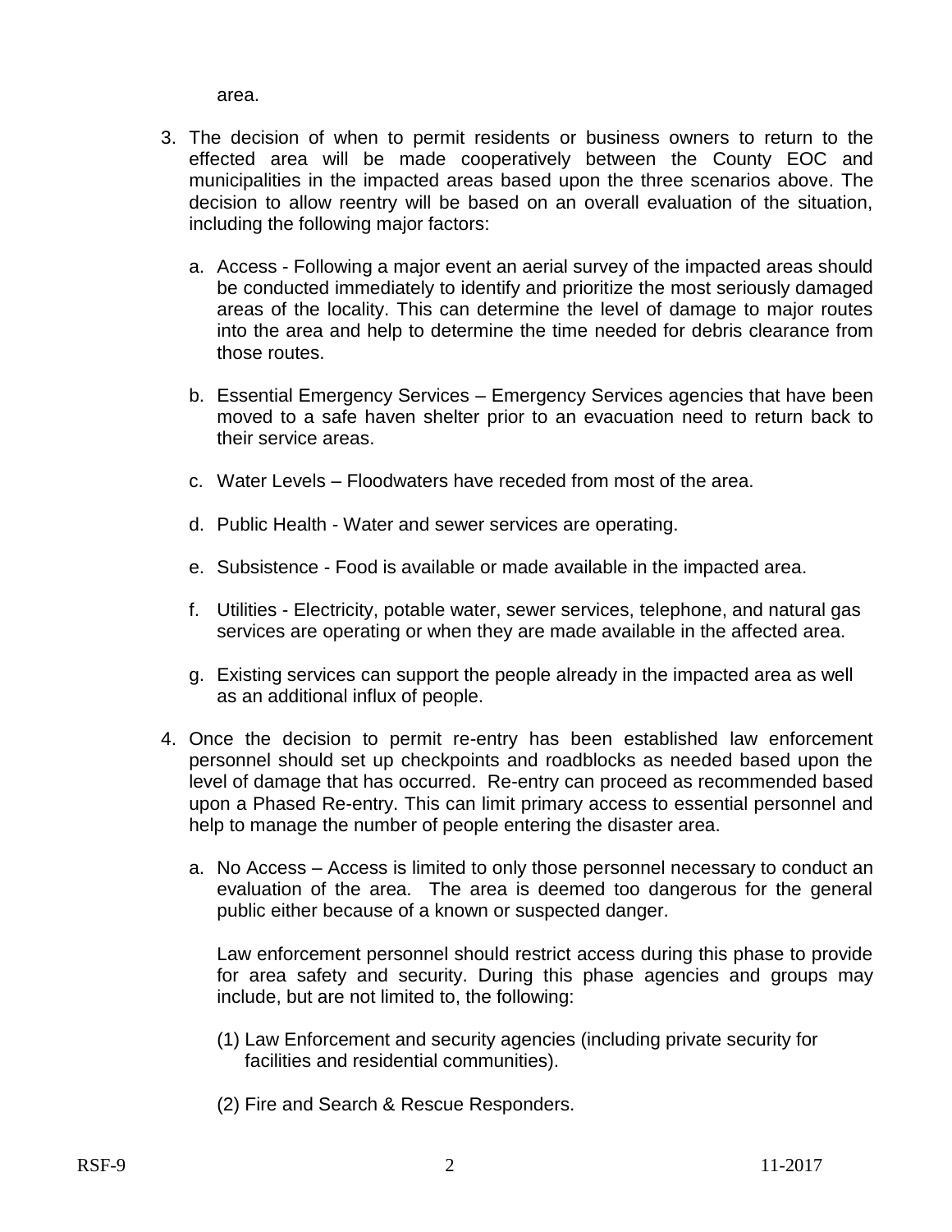area.

3. The decision of when to permit residents or business owners to return to the effected area will be made cooperatively between the County EOC and municipalities in the impacted areas based upon the three scenarios above. The decision to allow reentry will be based on an overall evaluation of the situation, including the following major factors:

   a. Access - Following a major event an aerial survey of the impacted areas should be conducted immediately to identify and prioritize the most seriously damaged areas of the locality. This can determine the level of damage to major routes into the area and help to determine the time needed for debris clearance from those routes.

   b. Essential Emergency Services – Emergency Services agencies that have been moved to a safe haven shelter prior to an evacuation need to return back to their service areas.

   c. Water Levels – Floodwaters have receded from most of the area.

   d. Public Health - Water and sewer services are operating.

   e. Subsistence - Food is available or made available in the impacted area.

   f. Utilities - Electricity, potable water, sewer services, telephone, and natural gas services are operating or when they are made available in the affected area.

   g. Existing services can support the people already in the impacted area as well as an additional influx of people.

4. Once the decision to permit re-entry has been established law enforcement personnel should set up checkpoints and roadblocks as needed based upon the level of damage that has occurred. Re-entry can proceed as recommended based upon a Phased Re-entry. This can limit primary access to essential personnel and help to manage the number of people entering the disaster area.

   a. No Access – Access is limited to only those personnel necessary to conduct an evaluation of the area. The area is deemed too dangerous for the general public either because of a known or suspected danger.

      Law enforcement personnel should restrict access during this phase to provide for area safety and security. During this phase agencies and groups may include, but are not limited to, the following:

      (1) Law Enforcement and security agencies (including private security for facilities and residential communities).

      (2) Fire and Search & Rescue Responders.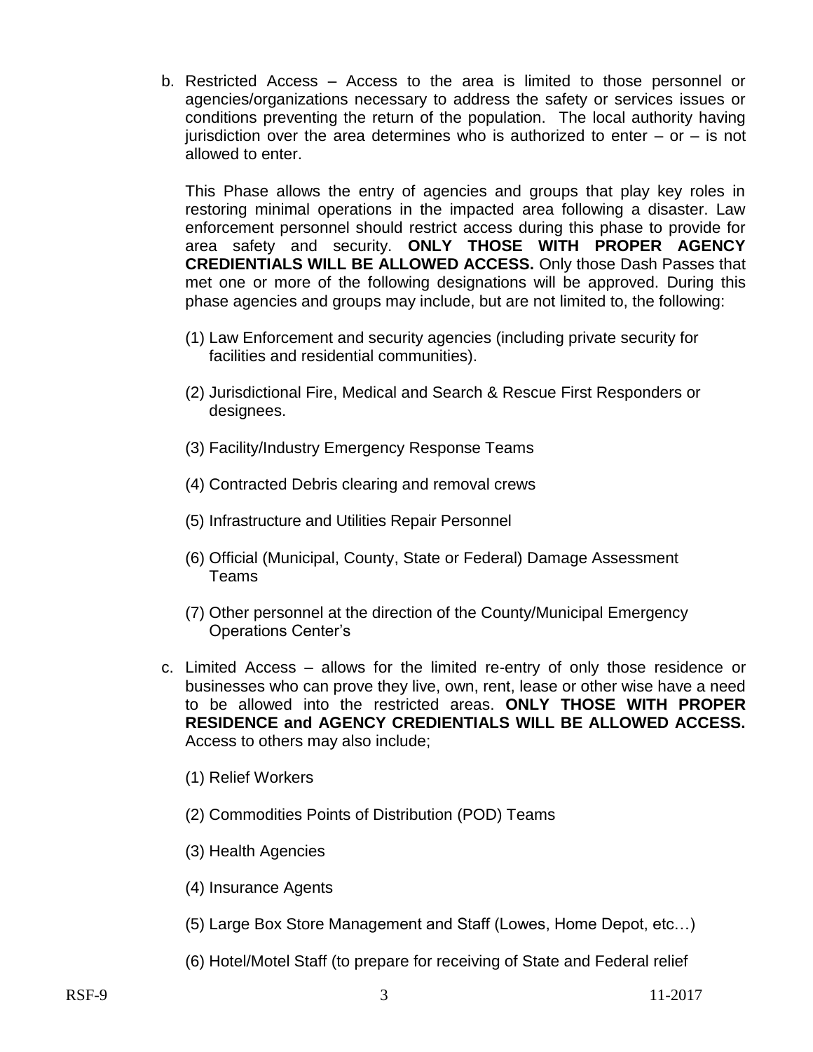b. Restricted Access – Access to the area is limited to those personnel or agencies/organizations necessary to address the safety or services issues or conditions preventing the return of the population. The local authority having jurisdiction over the area determines who is authorized to enter – or – is not allowed to enter.

   This Phase allows the entry of agencies and groups that play key roles in restoring minimal operations in the impacted area following a disaster. Law enforcement personnel should restrict access during this phase to provide for area safety and security. **ONLY THOSE WITH PROPER AGENCY CREDIENTIALS WILL BE ALLOWED ACCESS.** Only those Dash Passes that met one or more of the following designations will be approved. During this phase agencies and groups may include, but are not limited to, the following:

   (1) Law Enforcement and security agencies (including private security for facilities and residential communities).

   (2) Jurisdictional Fire, Medical and Search & Rescue First Responders or designees.

   (3) Facility/Industry Emergency Response Teams

   (4) Contracted Debris clearing and removal crews

   (5) Infrastructure and Utilities Repair Personnel

   (6) Official (Municipal, County, State or Federal) Damage Assessment Teams

   (7) Other personnel at the direction of the County/Municipal Emergency Operations Center's

c. Limited Access – allows for the limited re-entry of only those residence or businesses who can prove they live, own, rent, lease or other wise have a need to be allowed into the restricted areas. **ONLY THOSE WITH PROPER RESIDENCE and AGENCY CREDIENTIALS WILL BE ALLOWED ACCESS.** Access to others may also include;

   (1) Relief Workers

   (2) Commodities Points of Distribution (POD) Teams

   (3) Health Agencies

   (4) Insurance Agents

   (5) Large Box Store Management and Staff (Lowes, Home Depot, etc…)

   (6) Hotel/Motel Staff (to prepare for receiving of State and Federal relief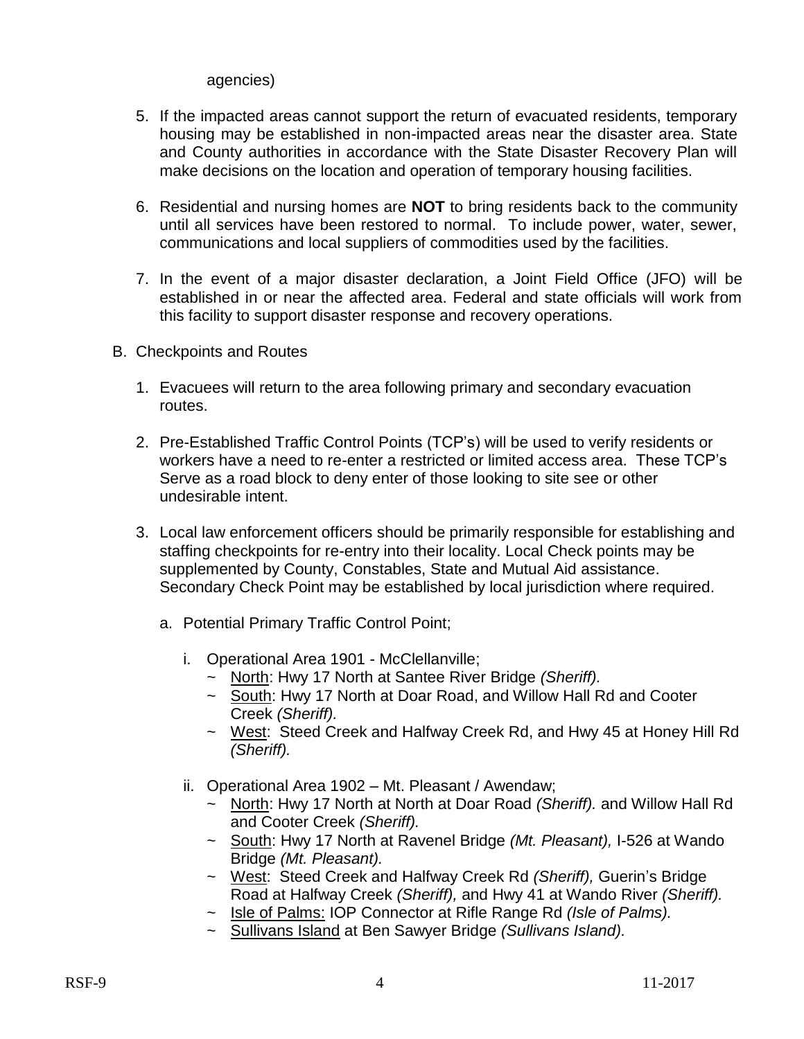agencies)

5. If the impacted areas cannot support the return of evacuated residents, temporary housing may be established in non-impacted areas near the disaster area. State and County authorities in accordance with the State Disaster Recovery Plan will make decisions on the location and operation of temporary housing facilities.

6. Residential and nursing homes are **NOT** to bring residents back to the community until all services have been restored to normal. To include power, water, sewer, communications and local suppliers of commodities used by the facilities.

7. In the event of a major disaster declaration, a Joint Field Office (JFO) will be established in or near the affected area. Federal and state officials will work from this facility to support disaster response and recovery operations.

B. Checkpoints and Routes

1. Evacuees will return to the area following primary and secondary evacuation routes.

2. Pre-Established Traffic Control Points (TCP's) will be used to verify residents or workers have a need to re-enter a restricted or limited access area. These TCP's Serve as a road block to deny enter of those looking to site see or other undesirable intent.

3. Local law enforcement officers should be primarily responsible for establishing and staffing checkpoints for re-entry into their locality. Local Check points may be supplemented by County, Constables, State and Mutual Aid assistance. Secondary Check Point may be established by local jurisdiction where required.

   a. Potential Primary Traffic Control Point;

      i. Operational Area 1901 - McClellanville;
         - North: Hwy 17 North at Santee River Bridge *(Sheriff).*
         - South: Hwy 17 North at Doar Road, and Willow Hall Rd and Cooter Creek *(Sheriff).*
         - West: Steed Creek and Halfway Creek Rd, and Hwy 45 at Honey Hill Rd *(Sheriff).*

      ii. Operational Area 1902 – Mt. Pleasant / Awendaw;
         - North: Hwy 17 North at North at Doar Road *(Sheriff).* and Willow Hall Rd and Cooter Creek *(Sheriff).*
         - South: Hwy 17 North at Ravenel Bridge *(Mt. Pleasant),* I-526 at Wando Bridge *(Mt. Pleasant).*
         - West: Steed Creek and Halfway Creek Rd *(Sheriff),* Guerin's Bridge Road at Halfway Creek *(Sheriff),* and Hwy 41 at Wando River *(Sheriff).*
         - Isle of Palms: IOP Connector at Rifle Range Rd *(Isle of Palms).*
         - Sullivans Island at Ben Sawyer Bridge *(Sullivans Island).*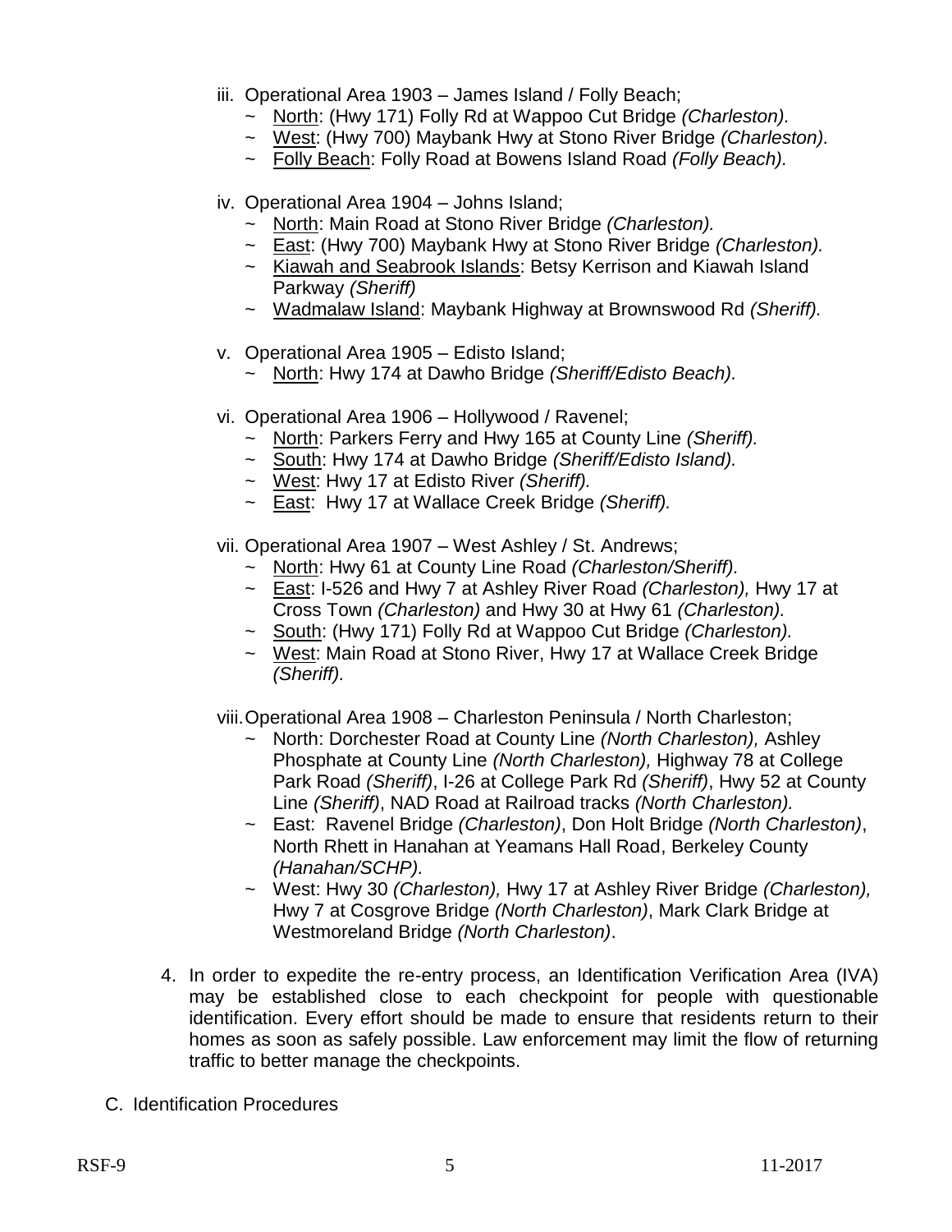iii. Operational Area 1903 – James Island / Folly Beach;
   - ~ North: (Hwy 171) Folly Rd at Wappoo Cut Bridge *(Charleston).*
   - ~ West: (Hwy 700) Maybank Hwy at Stono River Bridge *(Charleston).*
   - ~ Folly Beach: Folly Road at Bowens Island Road *(Folly Beach).*

iv. Operational Area 1904 – Johns Island;
   - ~ North: Main Road at Stono River Bridge *(Charleston).*
   - ~ East: (Hwy 700) Maybank Hwy at Stono River Bridge *(Charleston).*
   - ~ Kiawah and Seabrook Islands: Betsy Kerrison and Kiawah Island Parkway *(Sheriff)*
   - ~ Wadmalaw Island: Maybank Highway at Brownswood Rd *(Sheriff).*

v. Operational Area 1905 – Edisto Island;
   - ~ North: Hwy 174 at Dawho Bridge *(Sheriff/Edisto Beach).*

vi. Operational Area 1906 – Hollywood / Ravenel;
   - ~ North: Parkers Ferry and Hwy 165 at County Line *(Sheriff).*
   - ~ South: Hwy 174 at Dawho Bridge *(Sheriff/Edisto Island).*
   - ~ West: Hwy 17 at Edisto River *(Sheriff).*
   - ~ East: Hwy 17 at Wallace Creek Bridge *(Sheriff).*

vii. Operational Area 1907 – West Ashley / St. Andrews;
   - ~ North: Hwy 61 at County Line Road *(Charleston/Sheriff).*
   - ~ East: I-526 and Hwy 7 at Ashley River Road *(Charleston),* Hwy 17 at Cross Town *(Charleston)* and Hwy 30 at Hwy 61 *(Charleston).*
   - ~ South: (Hwy 171) Folly Rd at Wappoo Cut Bridge *(Charleston).*
   - ~ West: Main Road at Stono River, Hwy 17 at Wallace Creek Bridge *(Sheriff).*

viii. Operational Area 1908 – Charleston Peninsula / North Charleston;
   - ~ North: Dorchester Road at County Line *(North Charleston),* Ashley Phosphate at County Line *(North Charleston),* Highway 78 at College Park Road *(Sheriff)*, I-26 at College Park Rd *(Sheriff)*, Hwy 52 at County Line *(Sheriff)*, NAD Road at Railroad tracks *(North Charleston).*
   - ~ East: Ravenel Bridge *(Charleston)*, Don Holt Bridge *(North Charleston)*, North Rhett in Hanahan at Yeamans Hall Road, Berkeley County *(Hanahan/SCHP).*
   - ~ West: Hwy 30 *(Charleston),* Hwy 17 at Ashley River Bridge *(Charleston),* Hwy 7 at Cosgrove Bridge *(North Charleston)*, Mark Clark Bridge at Westmoreland Bridge *(North Charleston)*.

4. In order to expedite the re-entry process, an Identification Verification Area (IVA) may be established close to each checkpoint for people with questionable identification. Every effort should be made to ensure that residents return to their homes as soon as safely possible. Law enforcement may limit the flow of returning traffic to better manage the checkpoints.

C. Identification Procedures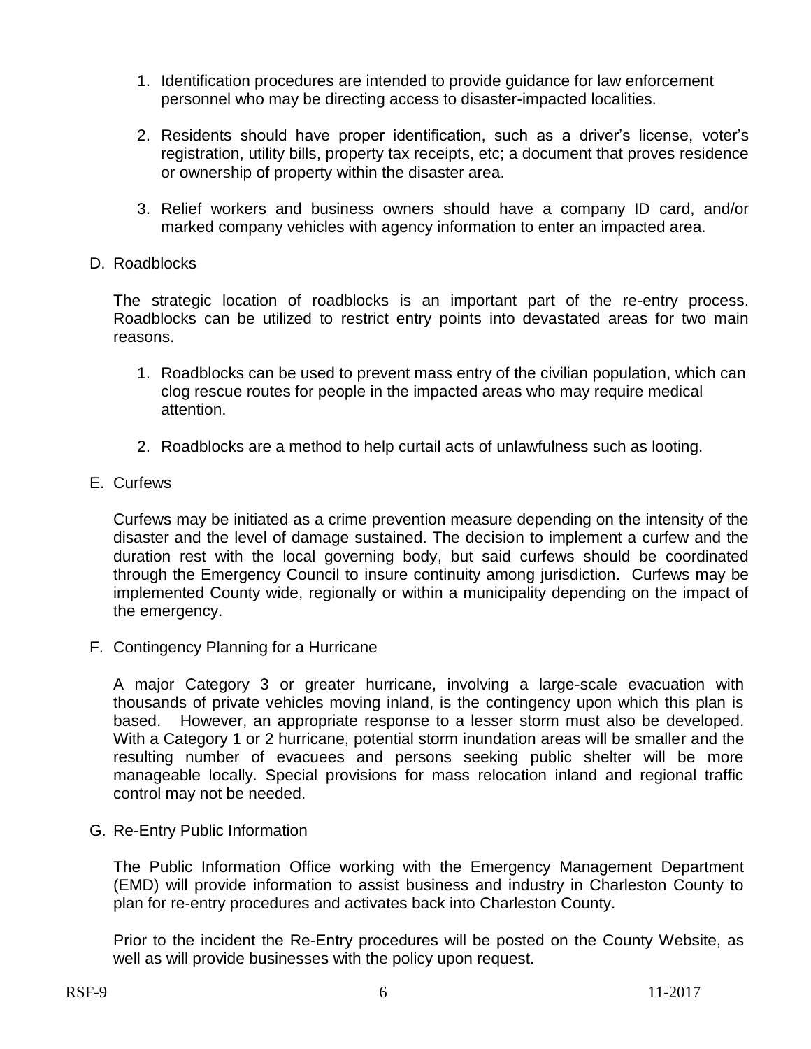1. Identification procedures are intended to provide guidance for law enforcement personnel who may be directing access to disaster-impacted localities.

2. Residents should have proper identification, such as a driver's license, voter's registration, utility bills, property tax receipts, etc; a document that proves residence or ownership of property within the disaster area.

3. Relief workers and business owners should have a company ID card, and/or marked company vehicles with agency information to enter an impacted area.

D. Roadblocks

The strategic location of roadblocks is an important part of the re-entry process. Roadblocks can be utilized to restrict entry points into devastated areas for two main reasons.

1. Roadblocks can be used to prevent mass entry of the civilian population, which can clog rescue routes for people in the impacted areas who may require medical attention.

2. Roadblocks are a method to help curtail acts of unlawfulness such as looting.

E. Curfews

Curfews may be initiated as a crime prevention measure depending on the intensity of the disaster and the level of damage sustained. The decision to implement a curfew and the duration rest with the local governing body, but said curfews should be coordinated through the Emergency Council to insure continuity among jurisdiction. Curfews may be implemented County wide, regionally or within a municipality depending on the impact of the emergency.

F. Contingency Planning for a Hurricane

A major Category 3 or greater hurricane, involving a large-scale evacuation with thousands of private vehicles moving inland, is the contingency upon which this plan is based. However, an appropriate response to a lesser storm must also be developed. With a Category 1 or 2 hurricane, potential storm inundation areas will be smaller and the resulting number of evacuees and persons seeking public shelter will be more manageable locally. Special provisions for mass relocation inland and regional traffic control may not be needed.

G. Re-Entry Public Information

The Public Information Office working with the Emergency Management Department (EMD) will provide information to assist business and industry in Charleston County to plan for re-entry procedures and activates back into Charleston County.

Prior to the incident the Re-Entry procedures will be posted on the County Website, as well as will provide businesses with the policy upon request.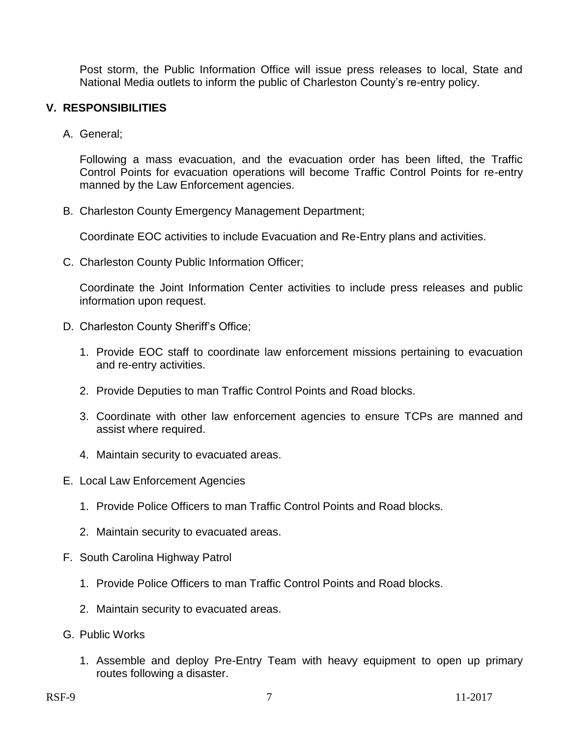Post storm, the Public Information Office will issue press releases to local, State and National Media outlets to inform the public of Charleston County's re-entry policy.

## V. RESPONSIBILITIES

A. General;

Following a mass evacuation, and the evacuation order has been lifted, the Traffic Control Points for evacuation operations will become Traffic Control Points for re-entry manned by the Law Enforcement agencies.

B. Charleston County Emergency Management Department;

Coordinate EOC activities to include Evacuation and Re-Entry plans and activities.

C. Charleston County Public Information Officer;

Coordinate the Joint Information Center activities to include press releases and public information upon request.

D. Charleston County Sheriff's Office;

1. Provide EOC staff to coordinate law enforcement missions pertaining to evacuation and re-entry activities.
2. Provide Deputies to man Traffic Control Points and Road blocks.
3. Coordinate with other law enforcement agencies to ensure TCPs are manned and assist where required.
4. Maintain security to evacuated areas.

E. Local Law Enforcement Agencies

1. Provide Police Officers to man Traffic Control Points and Road blocks.
2. Maintain security to evacuated areas.

F. South Carolina Highway Patrol

1. Provide Police Officers to man Traffic Control Points and Road blocks.
2. Maintain security to evacuated areas.

G. Public Works

1. Assemble and deploy Pre-Entry Team with heavy equipment to open up primary routes following a disaster.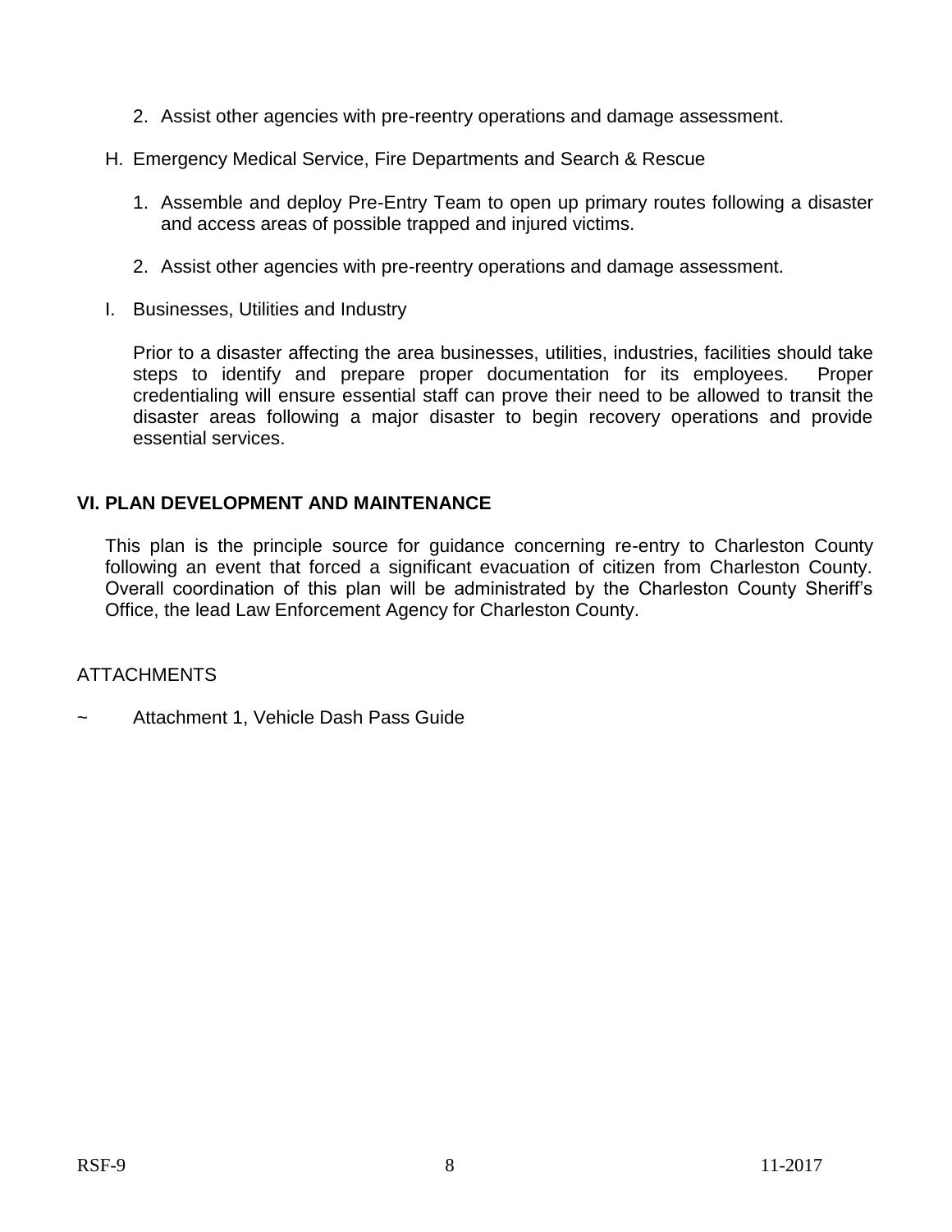2. Assist other agencies with pre-reentry operations and damage assessment.

H. Emergency Medical Service, Fire Departments and Search & Rescue

1. Assemble and deploy Pre-Entry Team to open up primary routes following a disaster and access areas of possible trapped and injured victims.

2. Assist other agencies with pre-reentry operations and damage assessment.

I. Businesses, Utilities and Industry

Prior to a disaster affecting the area businesses, utilities, industries, facilities should take steps to identify and prepare proper documentation for its employees. Proper credentialing will ensure essential staff can prove their need to be allowed to transit the disaster areas following a major disaster to begin recovery operations and provide essential services.

## VI. PLAN DEVELOPMENT AND MAINTENANCE

This plan is the principle source for guidance concerning re-entry to Charleston County following an event that forced a significant evacuation of citizen from Charleston County. Overall coordination of this plan will be administrated by the Charleston County Sheriff's Office, the lead Law Enforcement Agency for Charleston County.

ATTACHMENTS

~ Attachment 1, Vehicle Dash Pass Guide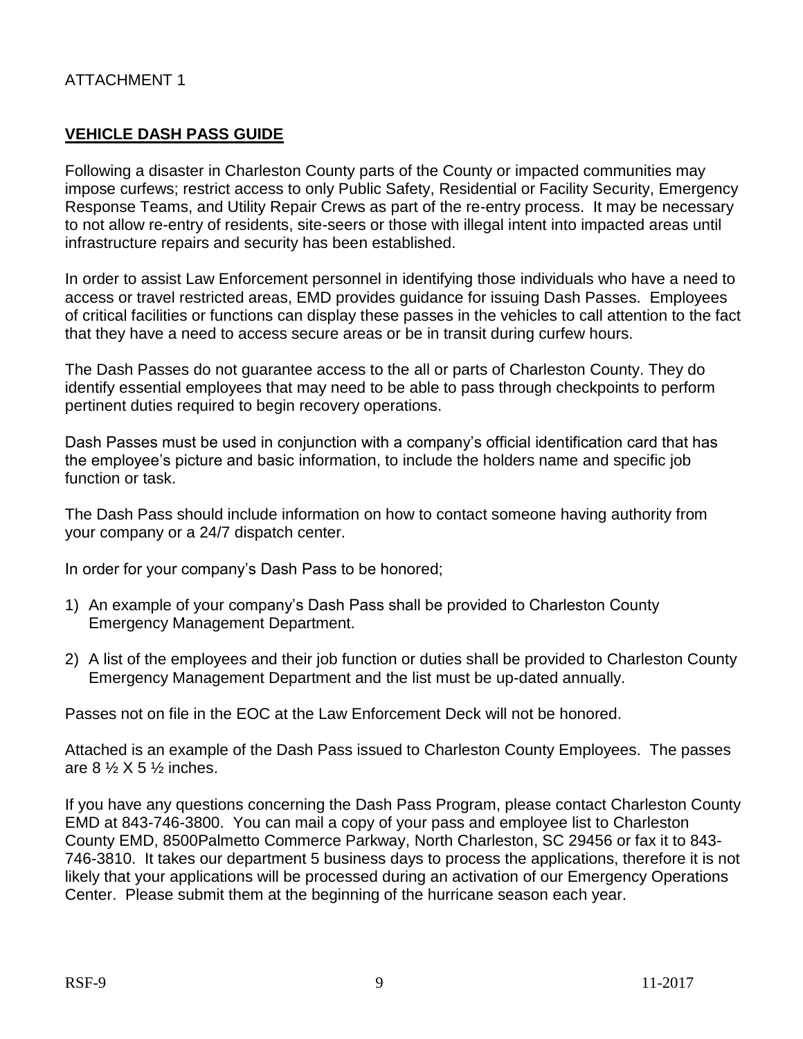ATTACHMENT 1

## **VEHICLE DASH PASS GUIDE**

Following a disaster in Charleston County parts of the County or impacted communities may impose curfews; restrict access to only Public Safety, Residential or Facility Security, Emergency Response Teams, and Utility Repair Crews as part of the re-entry process. It may be necessary to not allow re-entry of residents, site-seers or those with illegal intent into impacted areas until infrastructure repairs and security has been established.

In order to assist Law Enforcement personnel in identifying those individuals who have a need to access or travel restricted areas, EMD provides guidance for issuing Dash Passes. Employees of critical facilities or functions can display these passes in the vehicles to call attention to the fact that they have a need to access secure areas or be in transit during curfew hours.

The Dash Passes do not guarantee access to the all or parts of Charleston County. They do identify essential employees that may need to be able to pass through checkpoints to perform pertinent duties required to begin recovery operations.

Dash Passes must be used in conjunction with a company's official identification card that has the employee's picture and basic information, to include the holders name and specific job function or task.

The Dash Pass should include information on how to contact someone having authority from your company or a 24/7 dispatch center.

In order for your company's Dash Pass to be honored;

1) An example of your company's Dash Pass shall be provided to Charleston County Emergency Management Department.
2) A list of the employees and their job function or duties shall be provided to Charleston County Emergency Management Department and the list must be up-dated annually.

Passes not on file in the EOC at the Law Enforcement Deck will not be honored.

Attached is an example of the Dash Pass issued to Charleston County Employees. The passes are 8 ½ X 5 ½ inches.

If you have any questions concerning the Dash Pass Program, please contact Charleston County EMD at 843-746-3800. You can mail a copy of your pass and employee list to Charleston County EMD, 8500Palmetto Commerce Parkway, North Charleston, SC 29456 or fax it to 843-746-3810. It takes our department 5 business days to process the applications, therefore it is not likely that your applications will be processed during an activation of our Emergency Operations Center. Please submit them at the beginning of the hurricane season each year.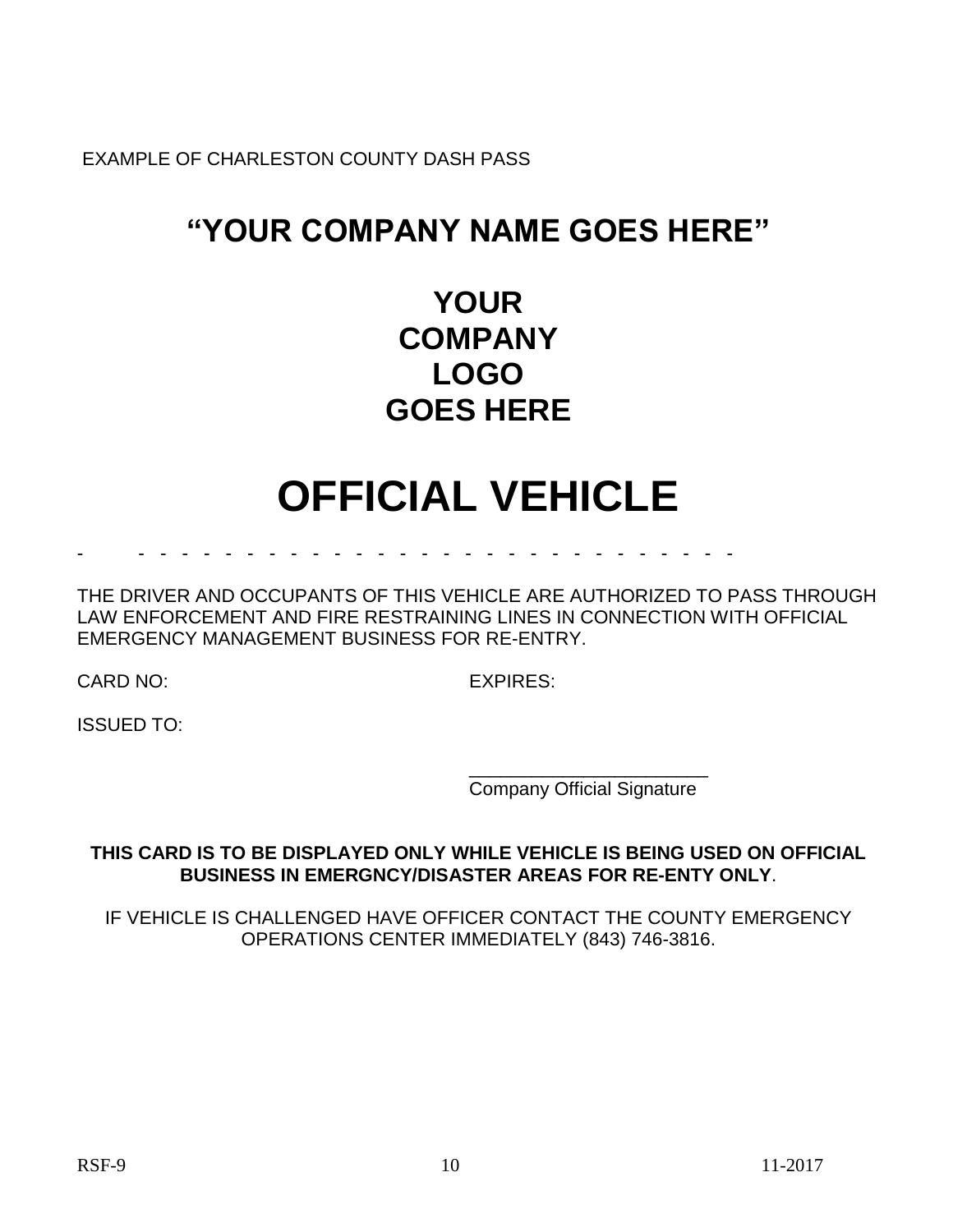EXAMPLE OF CHARLESTON COUNTY DASH PASS

## "YOUR COMPANY NAME GOES HERE"

**YOUR**
**COMPANY**
**LOGO**
**GOES HERE**

# OFFICIAL VEHICLE

\- - - - - - - - - - - - - - - - - - - - - - - - - - - - - - - - -

THE DRIVER AND OCCUPANTS OF THIS VEHICLE ARE AUTHORIZED TO PASS THROUGH LAW ENFORCEMENT AND FIRE RESTRAINING LINES IN CONNECTION WITH OFFICIAL EMERGENCY MANAGEMENT BUSINESS FOR RE-ENTRY.

CARD NO: EXPIRES:

ISSUED TO:

\_\_\_\_\_\_\_\_\_\_\_\_\_\_\_\_\_\_\_\_\_\_\_\_
Company Official Signature

**THIS CARD IS TO BE DISPLAYED ONLY WHILE VEHICLE IS BEING USED ON OFFICIAL BUSINESS IN EMERGNCY/DISASTER AREAS FOR RE-ENTY ONLY**.

IF VEHICLE IS CHALLENGED HAVE OFFICER CONTACT THE COUNTY EMERGENCY OPERATIONS CENTER IMMEDIATELY (843) 746-3816.